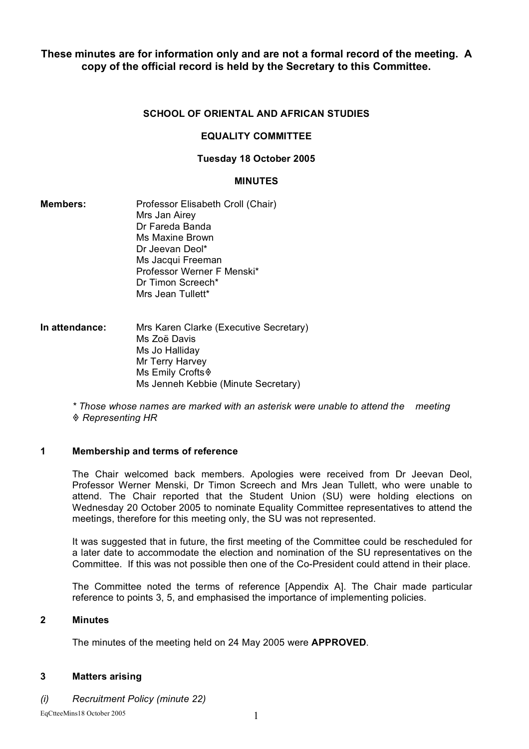**These minutes are for information only and are not a formal record of the meeting. A copy of the official record is held by the Secretary to this Committee.**

**SCHOOL OF ORIENTAL AND AFRICAN STUDIES**

**EQUALITY COMMITTEE**

**Tuesday 18 October 2005**

**MINUTES**

**Members:**
Professor Elisabeth Croll (Chair)
Mrs Jan Airey
Dr Fareda Banda
Ms Maxine Brown
Dr Jeevan Deol*
Ms Jacqui Freeman
Professor Werner F Menski*
Dr Timon Screech*
Mrs Jean Tullett*

**In attendance:**
Mrs Karen Clarke (Executive Secretary)
Ms Zoë Davis
Ms Jo Halliday
Mr Terry Harvey
Ms Emily Crofts◊
Ms Jenneh Kebbie (Minute Secretary)

*\* Those whose names are marked with an asterisk were unable to attend the meeting*
*◊ Representing HR*

### 1 Membership and terms of reference

The Chair welcomed back members. Apologies were received from Dr Jeevan Deol, Professor Werner Menski, Dr Timon Screech and Mrs Jean Tullett, who were unable to attend. The Chair reported that the Student Union (SU) were holding elections on Wednesday 20 October 2005 to nominate Equality Committee representatives to attend the meetings, therefore for this meeting only, the SU was not represented.

It was suggested that in future, the first meeting of the Committee could be rescheduled for a later date to accommodate the election and nomination of the SU representatives on the Committee. If this was not possible then one of the Co-President could attend in their place.

The Committee noted the terms of reference [Appendix A]. The Chair made particular reference to points 3, 5, and emphasised the importance of implementing policies.

### 2 Minutes

The minutes of the meeting held on 24 May 2005 were **APPROVED**.

### 3 Matters arising

*(i) Recruitment Policy (minute 22)*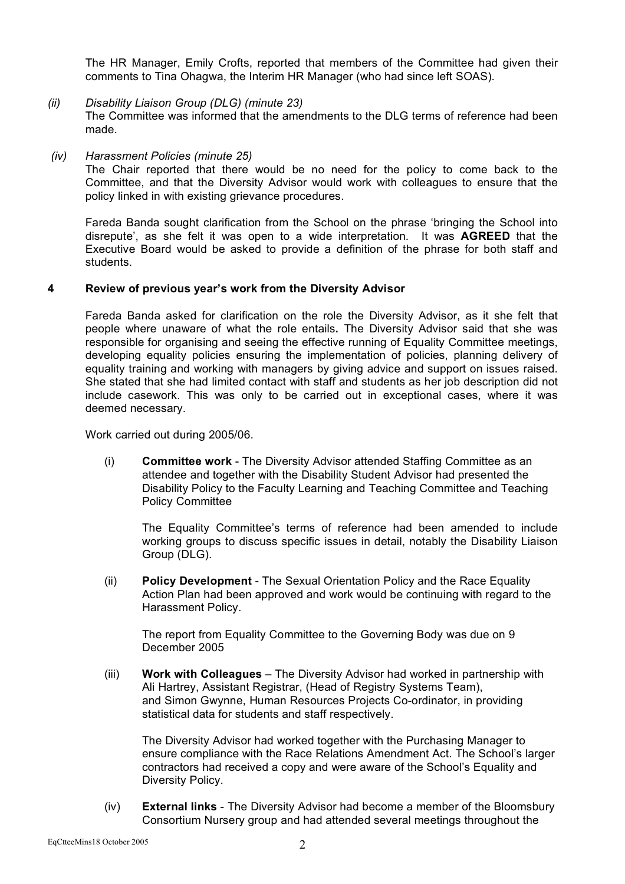The HR Manager, Emily Crofts, reported that members of the Committee had given their comments to Tina Ohagwa, the Interim HR Manager (who had since left SOAS).

*(ii) Disability Liaison Group (DLG) (minute 23)*
The Committee was informed that the amendments to the DLG terms of reference had been made.

*(iv) Harassment Policies (minute 25)*
The Chair reported that there would be no need for the policy to come back to the Committee, and that the Diversity Advisor would work with colleagues to ensure that the policy linked in with existing grievance procedures.

Fareda Banda sought clarification from the School on the phrase 'bringing the School into disrepute', as she felt it was open to a wide interpretation. It was **AGREED** that the Executive Board would be asked to provide a definition of the phrase for both staff and students.

**4 Review of previous year's work from the Diversity Advisor**

Fareda Banda asked for clarification on the role the Diversity Advisor, as it she felt that people where unaware of what the role entails**.** The Diversity Advisor said that she was responsible for organising and seeing the effective running of Equality Committee meetings, developing equality policies ensuring the implementation of policies, planning delivery of equality training and working with managers by giving advice and support on issues raised. She stated that she had limited contact with staff and students as her job description did not include casework. This was only to be carried out in exceptional cases, where it was deemed necessary.

Work carried out during 2005/06.

(i) **Committee work** - The Diversity Advisor attended Staffing Committee as an attendee and together with the Disability Student Advisor had presented the Disability Policy to the Faculty Learning and Teaching Committee and Teaching Policy Committee

The Equality Committee's terms of reference had been amended to include working groups to discuss specific issues in detail, notably the Disability Liaison Group (DLG).

(ii) **Policy Development** - The Sexual Orientation Policy and the Race Equality Action Plan had been approved and work would be continuing with regard to the Harassment Policy.

The report from Equality Committee to the Governing Body was due on 9 December 2005

(iii) **Work with Colleagues** – The Diversity Advisor had worked in partnership with Ali Hartrey, Assistant Registrar, (Head of Registry Systems Team), and Simon Gwynne, Human Resources Projects Co-ordinator, in providing statistical data for students and staff respectively.

The Diversity Advisor had worked together with the Purchasing Manager to ensure compliance with the Race Relations Amendment Act. The School's larger contractors had received a copy and were aware of the School's Equality and Diversity Policy.

(iv) **External links** - The Diversity Advisor had become a member of the Bloomsbury Consortium Nursery group and had attended several meetings throughout the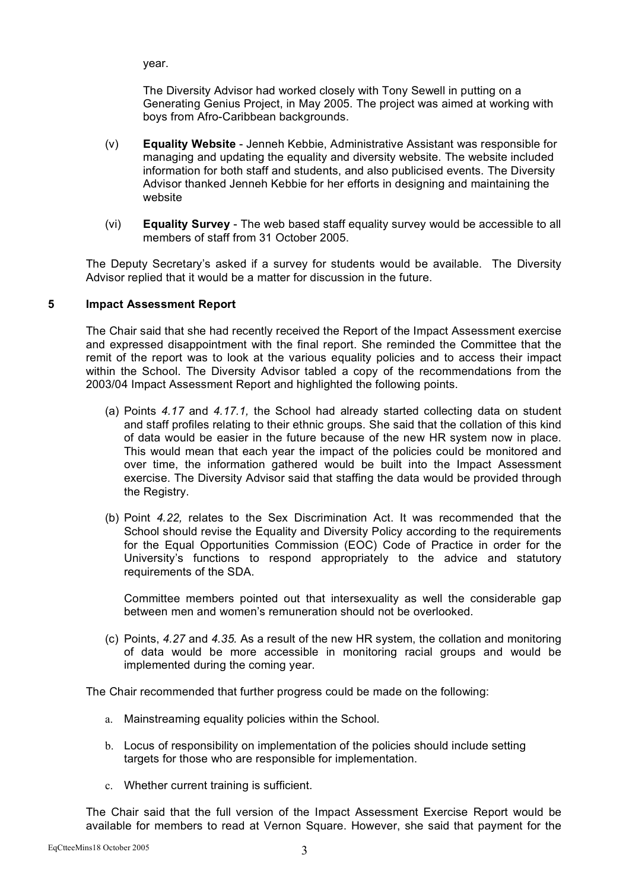year.

The Diversity Advisor had worked closely with Tony Sewell in putting on a Generating Genius Project, in May 2005. The project was aimed at working with boys from Afro-Caribbean backgrounds.

(v) **Equality Website** - Jenneh Kebbie, Administrative Assistant was responsible for managing and updating the equality and diversity website. The website included information for both staff and students, and also publicised events. The Diversity Advisor thanked Jenneh Kebbie for her efforts in designing and maintaining the website

(vi) **Equality Survey** - The web based staff equality survey would be accessible to all members of staff from 31 October 2005.

The Deputy Secretary's asked if a survey for students would be available. The Diversity Advisor replied that it would be a matter for discussion in the future.

## 5 Impact Assessment Report

The Chair said that she had recently received the Report of the Impact Assessment exercise and expressed disappointment with the final report. She reminded the Committee that the remit of the report was to look at the various equality policies and to access their impact within the School. The Diversity Advisor tabled a copy of the recommendations from the 2003/04 Impact Assessment Report and highlighted the following points.

(a) Points *4.17* and *4.17.1,* the School had already started collecting data on student and staff profiles relating to their ethnic groups. She said that the collation of this kind of data would be easier in the future because of the new HR system now in place. This would mean that each year the impact of the policies could be monitored and over time, the information gathered would be built into the Impact Assessment exercise. The Diversity Advisor said that staffing the data would be provided through the Registry.

(b) Point *4.22,* relates to the Sex Discrimination Act. It was recommended that the School should revise the Equality and Diversity Policy according to the requirements for the Equal Opportunities Commission (EOC) Code of Practice in order for the University's functions to respond appropriately to the advice and statutory requirements of the SDA.

Committee members pointed out that intersexuality as well the considerable gap between men and women's remuneration should not be overlooked.

(c) Points, *4.27* and *4.35.* As a result of the new HR system, the collation and monitoring of data would be more accessible in monitoring racial groups and would be implemented during the coming year.

The Chair recommended that further progress could be made on the following:

a. Mainstreaming equality policies within the School.

b. Locus of responsibility on implementation of the policies should include setting targets for those who are responsible for implementation.

c. Whether current training is sufficient.

The Chair said that the full version of the Impact Assessment Exercise Report would be available for members to read at Vernon Square. However, she said that payment for the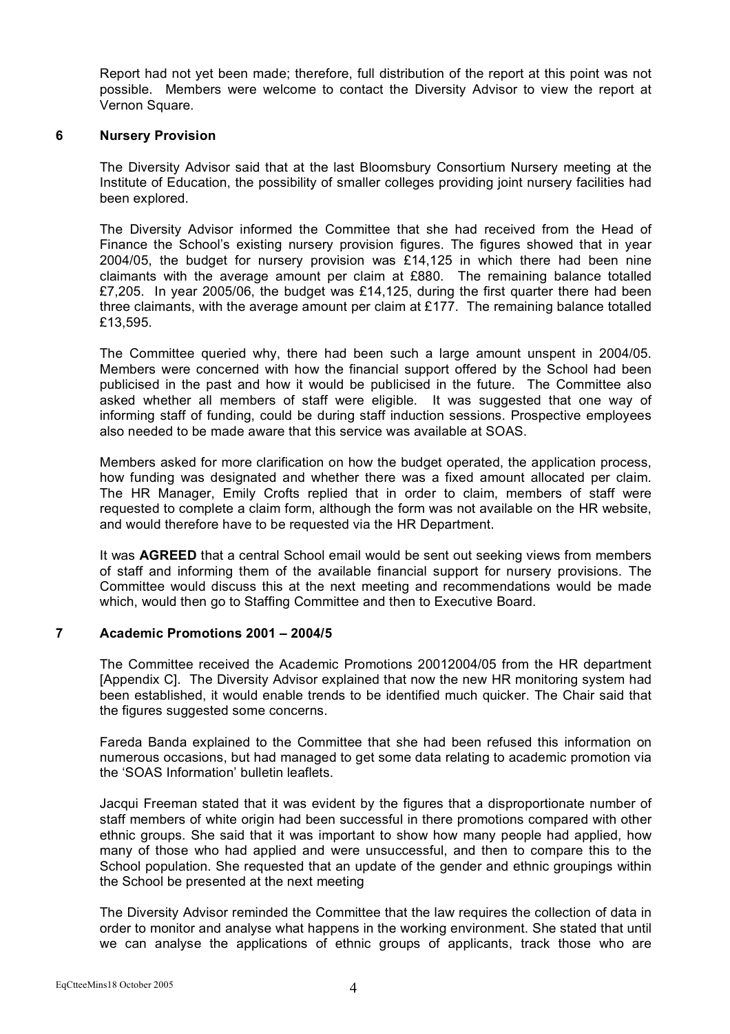Report had not yet been made; therefore, full distribution of the report at this point was not possible. Members were welcome to contact the Diversity Advisor to view the report at Vernon Square.

## 6 Nursery Provision

The Diversity Advisor said that at the last Bloomsbury Consortium Nursery meeting at the Institute of Education, the possibility of smaller colleges providing joint nursery facilities had been explored.

The Diversity Advisor informed the Committee that she had received from the Head of Finance the School's existing nursery provision figures. The figures showed that in year 2004/05, the budget for nursery provision was £14,125 in which there had been nine claimants with the average amount per claim at £880. The remaining balance totalled £7,205. In year 2005/06, the budget was £14,125, during the first quarter there had been three claimants, with the average amount per claim at £177. The remaining balance totalled £13,595.

The Committee queried why, there had been such a large amount unspent in 2004/05. Members were concerned with how the financial support offered by the School had been publicised in the past and how it would be publicised in the future. The Committee also asked whether all members of staff were eligible. It was suggested that one way of informing staff of funding, could be during staff induction sessions. Prospective employees also needed to be made aware that this service was available at SOAS.

Members asked for more clarification on how the budget operated, the application process, how funding was designated and whether there was a fixed amount allocated per claim. The HR Manager, Emily Crofts replied that in order to claim, members of staff were requested to complete a claim form, although the form was not available on the HR website, and would therefore have to be requested via the HR Department.

It was **AGREED** that a central School email would be sent out seeking views from members of staff and informing them of the available financial support for nursery provisions. The Committee would discuss this at the next meeting and recommendations would be made which, would then go to Staffing Committee and then to Executive Board.

## 7 Academic Promotions 2001 – 2004/5

The Committee received the Academic Promotions 20012004/05 from the HR department [Appendix C]. The Diversity Advisor explained that now the new HR monitoring system had been established, it would enable trends to be identified much quicker. The Chair said that the figures suggested some concerns.

Fareda Banda explained to the Committee that she had been refused this information on numerous occasions, but had managed to get some data relating to academic promotion via the 'SOAS Information' bulletin leaflets.

Jacqui Freeman stated that it was evident by the figures that a disproportionate number of staff members of white origin had been successful in there promotions compared with other ethnic groups. She said that it was important to show how many people had applied, how many of those who had applied and were unsuccessful, and then to compare this to the School population. She requested that an update of the gender and ethnic groupings within the School be presented at the next meeting

The Diversity Advisor reminded the Committee that the law requires the collection of data in order to monitor and analyse what happens in the working environment. She stated that until we can analyse the applications of ethnic groups of applicants, track those who are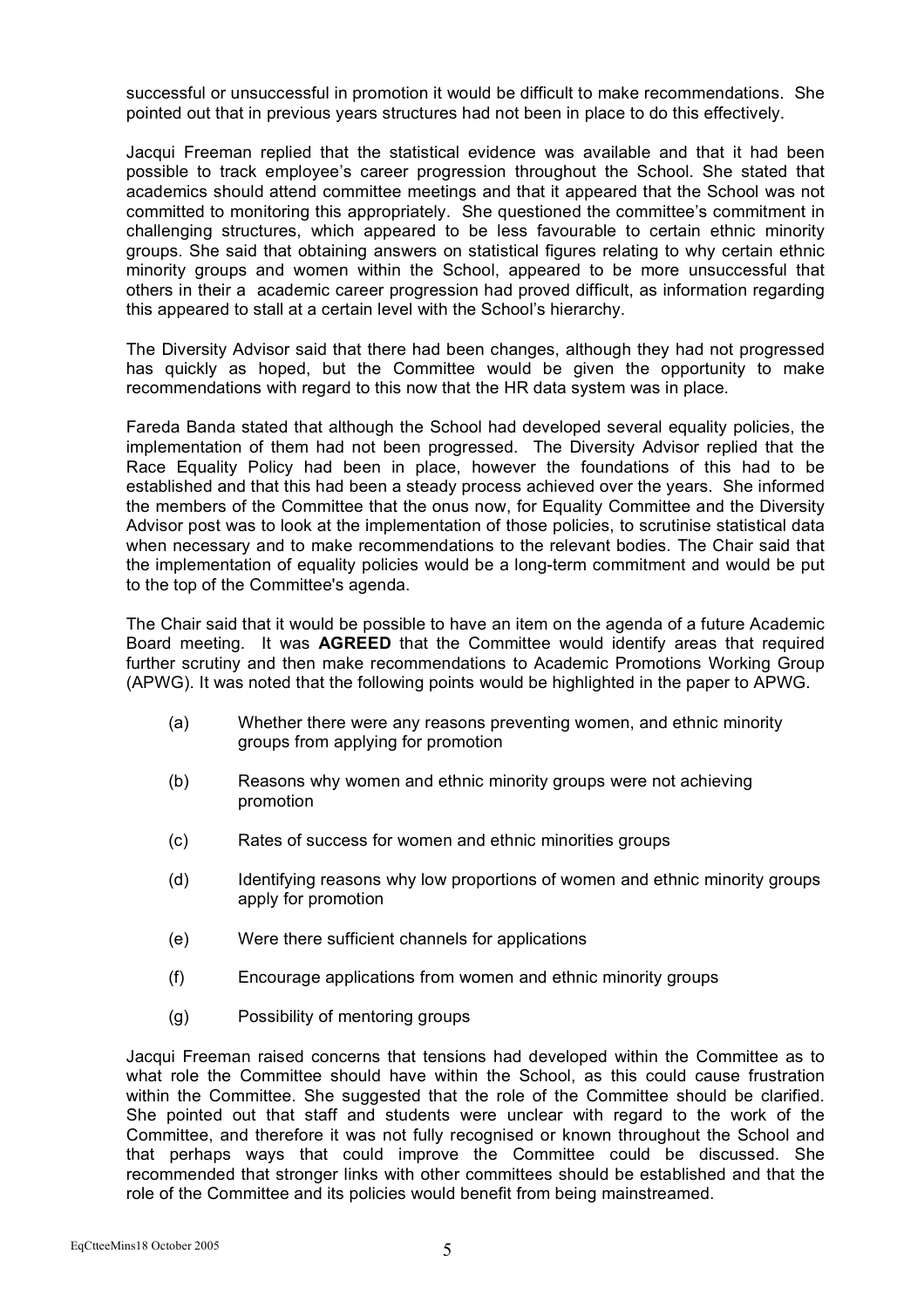successful or unsuccessful in promotion it would be difficult to make recommendations. She pointed out that in previous years structures had not been in place to do this effectively.

Jacqui Freeman replied that the statistical evidence was available and that it had been possible to track employee's career progression throughout the School. She stated that academics should attend committee meetings and that it appeared that the School was not committed to monitoring this appropriately. She questioned the committee's commitment in challenging structures, which appeared to be less favourable to certain ethnic minority groups. She said that obtaining answers on statistical figures relating to why certain ethnic minority groups and women within the School, appeared to be more unsuccessful that others in their a academic career progression had proved difficult, as information regarding this appeared to stall at a certain level with the School's hierarchy.

The Diversity Advisor said that there had been changes, although they had not progressed has quickly as hoped, but the Committee would be given the opportunity to make recommendations with regard to this now that the HR data system was in place.

Fareda Banda stated that although the School had developed several equality policies, the implementation of them had not been progressed. The Diversity Advisor replied that the Race Equality Policy had been in place, however the foundations of this had to be established and that this had been a steady process achieved over the years. She informed the members of the Committee that the onus now, for Equality Committee and the Diversity Advisor post was to look at the implementation of those policies, to scrutinise statistical data when necessary and to make recommendations to the relevant bodies. The Chair said that the implementation of equality policies would be a long-term commitment and would be put to the top of the Committee's agenda.

The Chair said that it would be possible to have an item on the agenda of a future Academic Board meeting. It was **AGREED** that the Committee would identify areas that required further scrutiny and then make recommendations to Academic Promotions Working Group (APWG). It was noted that the following points would be highlighted in the paper to APWG.

(a) Whether there were any reasons preventing women, and ethnic minority groups from applying for promotion

(b) Reasons why women and ethnic minority groups were not achieving promotion

(c) Rates of success for women and ethnic minorities groups

(d) Identifying reasons why low proportions of women and ethnic minority groups apply for promotion

(e) Were there sufficient channels for applications

(f) Encourage applications from women and ethnic minority groups

(g) Possibility of mentoring groups

Jacqui Freeman raised concerns that tensions had developed within the Committee as to what role the Committee should have within the School, as this could cause frustration within the Committee. She suggested that the role of the Committee should be clarified. She pointed out that staff and students were unclear with regard to the work of the Committee, and therefore it was not fully recognised or known throughout the School and that perhaps ways that could improve the Committee could be discussed. She recommended that stronger links with other committees should be established and that the role of the Committee and its policies would benefit from being mainstreamed.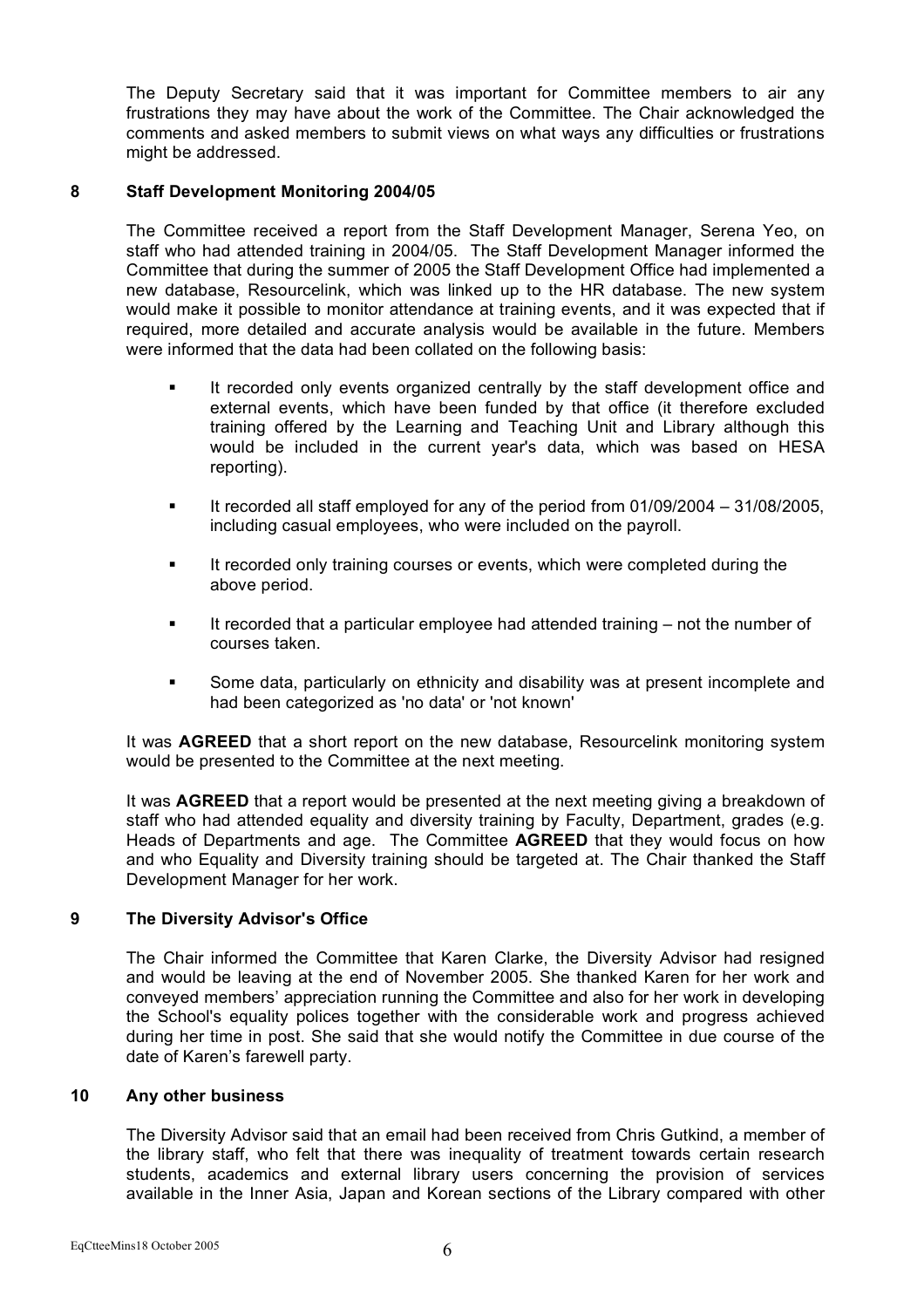The Deputy Secretary said that it was important for Committee members to air any frustrations they may have about the work of the Committee. The Chair acknowledged the comments and asked members to submit views on what ways any difficulties or frustrations might be addressed.

## 8 Staff Development Monitoring 2004/05

The Committee received a report from the Staff Development Manager, Serena Yeo, on staff who had attended training in 2004/05. The Staff Development Manager informed the Committee that during the summer of 2005 the Staff Development Office had implemented a new database, Resourcelink, which was linked up to the HR database. The new system would make it possible to monitor attendance at training events, and it was expected that if required, more detailed and accurate analysis would be available in the future. Members were informed that the data had been collated on the following basis:

- It recorded only events organized centrally by the staff development office and external events, which have been funded by that office (it therefore excluded training offered by the Learning and Teaching Unit and Library although this would be included in the current year's data, which was based on HESA reporting).
- It recorded all staff employed for any of the period from 01/09/2004 – 31/08/2005, including casual employees, who were included on the payroll.
- It recorded only training courses or events, which were completed during the above period.
- It recorded that a particular employee had attended training – not the number of courses taken.
- Some data, particularly on ethnicity and disability was at present incomplete and had been categorized as 'no data' or 'not known'

It was **AGREED** that a short report on the new database, Resourcelink monitoring system would be presented to the Committee at the next meeting.

It was **AGREED** that a report would be presented at the next meeting giving a breakdown of staff who had attended equality and diversity training by Faculty, Department, grades (e.g. Heads of Departments and age. The Committee **AGREED** that they would focus on how and who Equality and Diversity training should be targeted at. The Chair thanked the Staff Development Manager for her work.

## 9 The Diversity Advisor's Office

The Chair informed the Committee that Karen Clarke, the Diversity Advisor had resigned and would be leaving at the end of November 2005. She thanked Karen for her work and conveyed members' appreciation running the Committee and also for her work in developing the School's equality polices together with the considerable work and progress achieved during her time in post. She said that she would notify the Committee in due course of the date of Karen's farewell party.

## 10 Any other business

The Diversity Advisor said that an email had been received from Chris Gutkind, a member of the library staff, who felt that there was inequality of treatment towards certain research students, academics and external library users concerning the provision of services available in the Inner Asia, Japan and Korean sections of the Library compared with other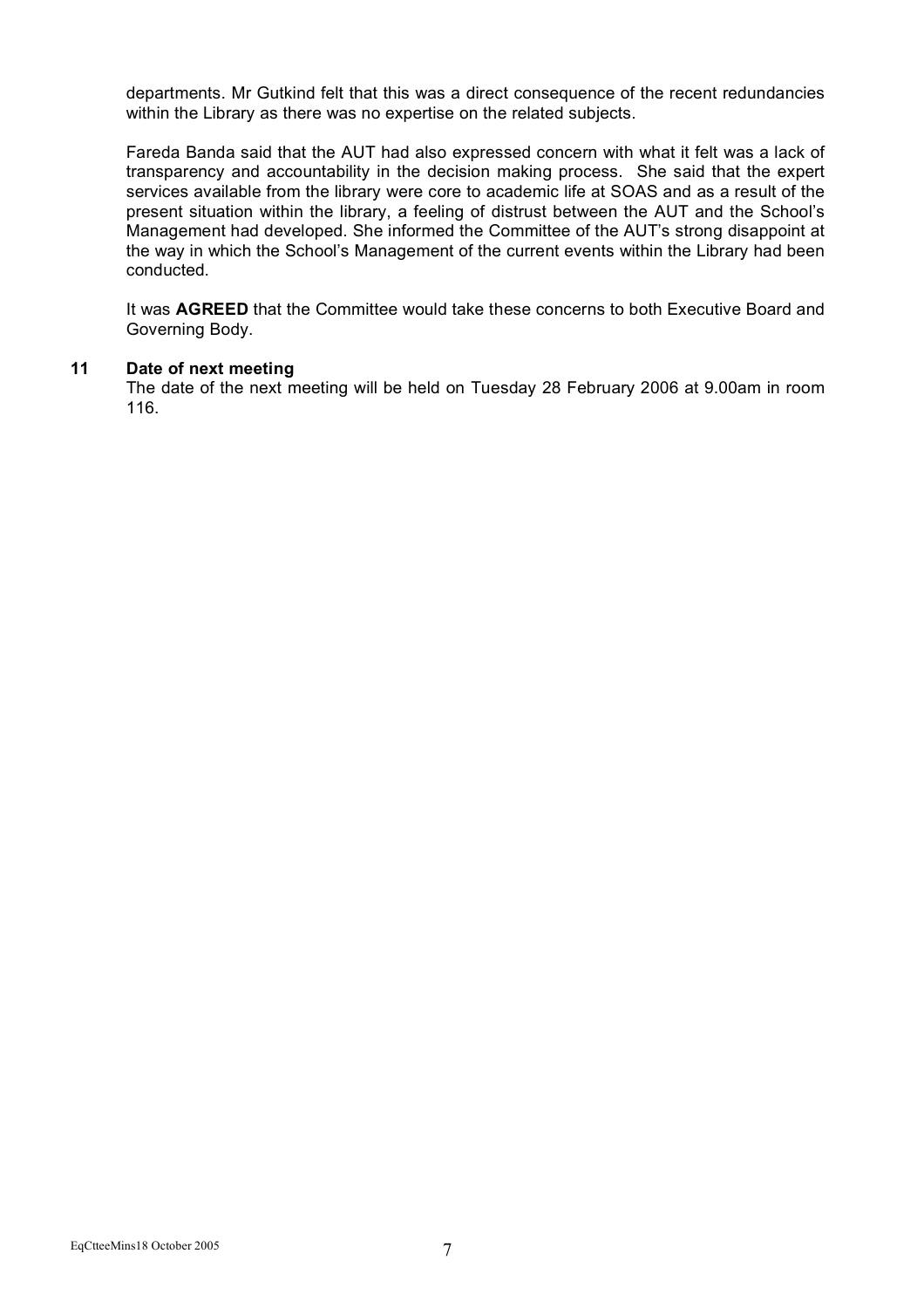departments. Mr Gutkind felt that this was a direct consequence of the recent redundancies within the Library as there was no expertise on the related subjects.

Fareda Banda said that the AUT had also expressed concern with what it felt was a lack of transparency and accountability in the decision making process. She said that the expert services available from the library were core to academic life at SOAS and as a result of the present situation within the library, a feeling of distrust between the AUT and the School's Management had developed. She informed the Committee of the AUT's strong disappoint at the way in which the School's Management of the current events within the Library had been conducted.

It was **AGREED** that the Committee would take these concerns to both Executive Board and Governing Body.

## 11 Date of next meeting

The date of the next meeting will be held on Tuesday 28 February 2006 at 9.00am in room 116.